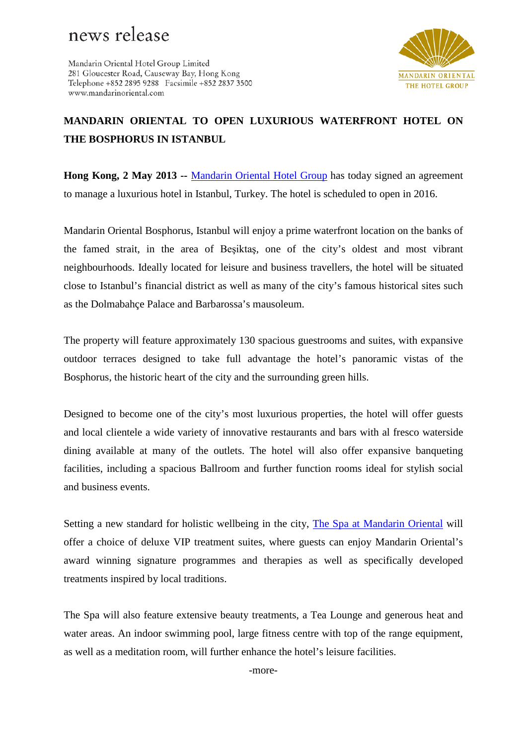news release

Mandarin Oriental Hotel Group Limited
281 Gloucester Road, Causeway Bay, Hong Kong
Telephone +852 2895 9288 Facsimile +852 2837 3500
www.mandarinoriental.com

MANDARIN ORIENTAL
THE HOTEL GROUP

# MANDARIN ORIENTAL TO OPEN LUXURIOUS WATERFRONT HOTEL ON THE BOSPHORUS IN ISTANBUL

**Hong Kong, 2 May 2013 --** Mandarin Oriental Hotel Group has today signed an agreement to manage a luxurious hotel in Istanbul, Turkey. The hotel is scheduled to open in 2016.

Mandarin Oriental Bosphorus, Istanbul will enjoy a prime waterfront location on the banks of the famed strait, in the area of Beşiktaş, one of the city's oldest and most vibrant neighbourhoods. Ideally located for leisure and business travellers, the hotel will be situated close to Istanbul's financial district as well as many of the city's famous historical sites such as the Dolmabahçe Palace and Barbarossa's mausoleum.

The property will feature approximately 130 spacious guestrooms and suites, with expansive outdoor terraces designed to take full advantage the hotel's panoramic vistas of the Bosphorus, the historic heart of the city and the surrounding green hills.

Designed to become one of the city's most luxurious properties, the hotel will offer guests and local clientele a wide variety of innovative restaurants and bars with al fresco waterside dining available at many of the outlets. The hotel will also offer expansive banqueting facilities, including a spacious Ballroom and further function rooms ideal for stylish social and business events.

Setting a new standard for holistic wellbeing in the city, The Spa at Mandarin Oriental will offer a choice of deluxe VIP treatment suites, where guests can enjoy Mandarin Oriental's award winning signature programmes and therapies as well as specifically developed treatments inspired by local traditions.

The Spa will also feature extensive beauty treatments, a Tea Lounge and generous heat and water areas. An indoor swimming pool, large fitness centre with top of the range equipment, as well as a meditation room, will further enhance the hotel's leisure facilities.

-more-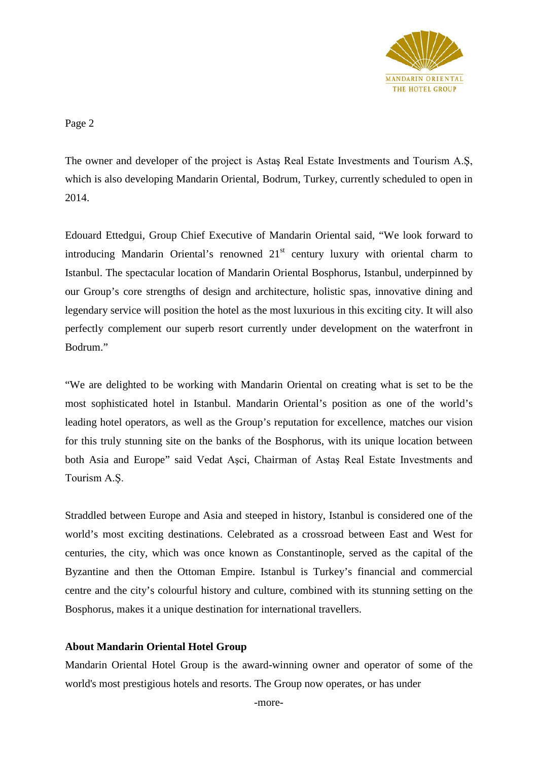The owner and developer of the project is Astaş Real Estate Investments and Tourism A.Ş, which is also developing Mandarin Oriental, Bodrum, Turkey, currently scheduled to open in 2014.

Edouard Ettedgui, Group Chief Executive of Mandarin Oriental said, "We look forward to introducing Mandarin Oriental's renowned 21st century luxury with oriental charm to Istanbul. The spectacular location of Mandarin Oriental Bosphorus, Istanbul, underpinned by our Group's core strengths of design and architecture, holistic spas, innovative dining and legendary service will position the hotel as the most luxurious in this exciting city. It will also perfectly complement our superb resort currently under development on the waterfront in Bodrum."

"We are delighted to be working with Mandarin Oriental on creating what is set to be the most sophisticated hotel in Istanbul. Mandarin Oriental's position as one of the world's leading hotel operators, as well as the Group's reputation for excellence, matches our vision for this truly stunning site on the banks of the Bosphorus, with its unique location between both Asia and Europe" said Vedat Aşci, Chairman of Astaş Real Estate Investments and Tourism A.Ş.

Straddled between Europe and Asia and steeped in history, Istanbul is considered one of the world's most exciting destinations. Celebrated as a crossroad between East and West for centuries, the city, which was once known as Constantinople, served as the capital of the Byzantine and then the Ottoman Empire. Istanbul is Turkey's financial and commercial centre and the city's colourful history and culture, combined with its stunning setting on the Bosphorus, makes it a unique destination for international travellers.

**About Mandarin Oriental Hotel Group**

Mandarin Oriental Hotel Group is the award-winning owner and operator of some of the world's most prestigious hotels and resorts. The Group now operates, or has under

-more-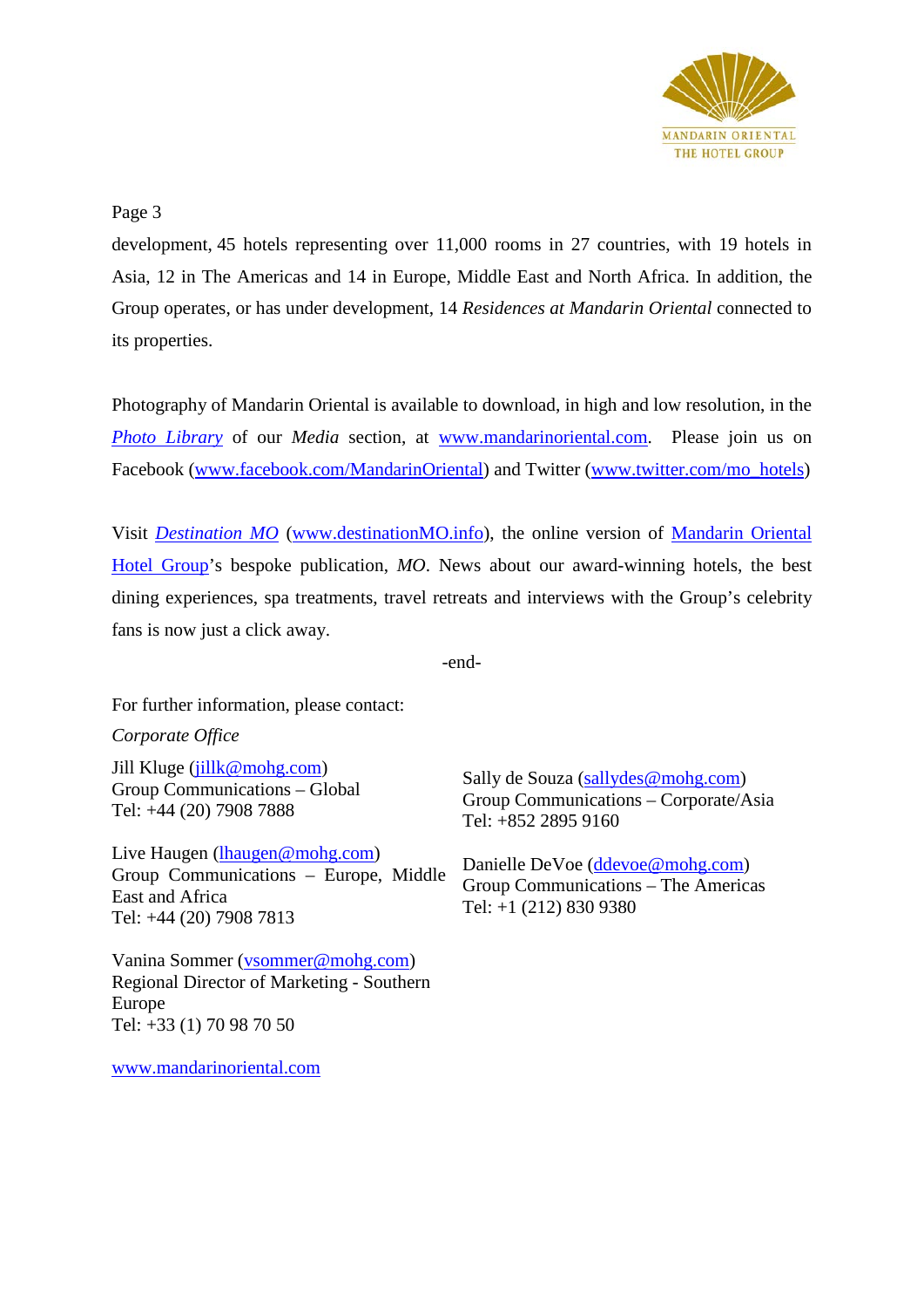development, 45 hotels representing over 11,000 rooms in 27 countries, with 19 hotels in Asia, 12 in The Americas and 14 in Europe, Middle East and North Africa. In addition, the Group operates, or has under development, 14 *Residences at Mandarin Oriental* connected to its properties.

Photography of Mandarin Oriental is available to download, in high and low resolution, in the *Photo Library* of our *Media* section, at www.mandarinoriental.com. Please join us on Facebook (www.facebook.com/MandarinOriental) and Twitter (www.twitter.com/mo_hotels)

Visit *Destination MO* (www.destinationMO.info), the online version of Mandarin Oriental Hotel Group's bespoke publication, *MO*. News about our award-winning hotels, the best dining experiences, spa treatments, travel retreats and interviews with the Group's celebrity fans is now just a click away.

-end-

For further information, please contact:

*Corporate Office*

Jill Kluge (jillk@mohg.com)
Group Communications – Global
Tel: +44 (20) 7908 7888

Live Haugen (lhaugen@mohg.com)
Group Communications – Europe, Middle East and Africa
Tel: +44 (20) 7908 7813

Vanina Sommer (vsommer@mohg.com)
Regional Director of Marketing - Southern Europe
Tel: +33 (1) 70 98 70 50

Sally de Souza (sallydes@mohg.com)
Group Communications – Corporate/Asia
Tel: +852 2895 9160

Danielle DeVoe (ddevoe@mohg.com)
Group Communications – The Americas
Tel: +1 (212) 830 9380

www.mandarinoriental.com